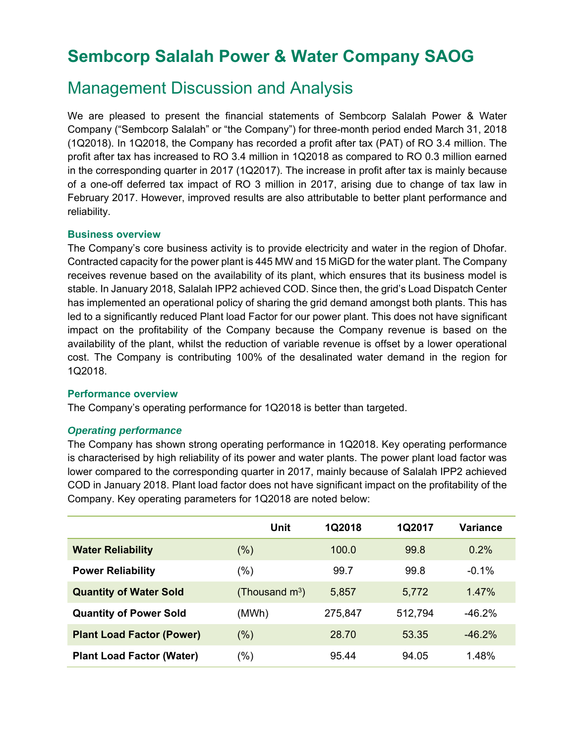# Sembcorp Salalah Power & Water Company SAOG

## Management Discussion and Analysis

We are pleased to present the financial statements of Sembcorp Salalah Power & Water Company ("Sembcorp Salalah" or "the Company") for three-month period ended March 31, 2018 (1Q2018). In 1Q2018, the Company has recorded a profit after tax (PAT) of RO 3.4 million. The profit after tax has increased to RO 3.4 million in 1Q2018 as compared to RO 0.3 million earned in the corresponding quarter in 2017 (1Q2017). The increase in profit after tax is mainly because of a one-off deferred tax impact of RO 3 million in 2017, arising due to change of tax law in February 2017. However, improved results are also attributable to better plant performance and reliability.

### Business overview

The Company's core business activity is to provide electricity and water in the region of Dhofar. Contracted capacity for the power plant is 445 MW and 15 MiGD for the water plant. The Company receives revenue based on the availability of its plant, which ensures that its business model is stable. In January 2018, Salalah IPP2 achieved COD. Since then, the grid's Load Dispatch Center has implemented an operational policy of sharing the grid demand amongst both plants. This has led to a significantly reduced Plant load Factor for our power plant. This does not have significant impact on the profitability of the Company because the Company revenue is based on the availability of the plant, whilst the reduction of variable revenue is offset by a lower operational cost. The Company is contributing 100% of the desalinated water demand in the region for 1Q2018.

### Performance overview

The Company's operating performance for 1Q2018 is better than targeted.

#### *Operating performance*

The Company has shown strong operating performance in 1Q2018. Key operating performance is characterised by high reliability of its power and water plants. The power plant load factor was lower compared to the corresponding quarter in 2017, mainly because of Salalah IPP2 achieved COD in January 2018. Plant load factor does not have significant impact on the profitability of the Company. Key operating parameters for 1Q2018 are noted below:

| | Unit | 1Q2018 | 1Q2017 | Variance |
|---|---|---|---|---|
| **Water Reliability** | (%) | 100.0 | 99.8 | 0.2% |
| **Power Reliability** | (%) | 99.7 | 99.8 | -0.1% |
| **Quantity of Water Sold** | (Thousand $m^3$) | 5,857 | 5,772 | 1.47% |
| **Quantity of Power Sold** | (MWh) | 275,847 | 512,794 | -46.2% |
| **Plant Load Factor (Power)** | (%) | 28.70 | 53.35 | -46.2% |
| **Plant Load Factor (Water)** | (%) | 95.44 | 94.05 | 1.48% |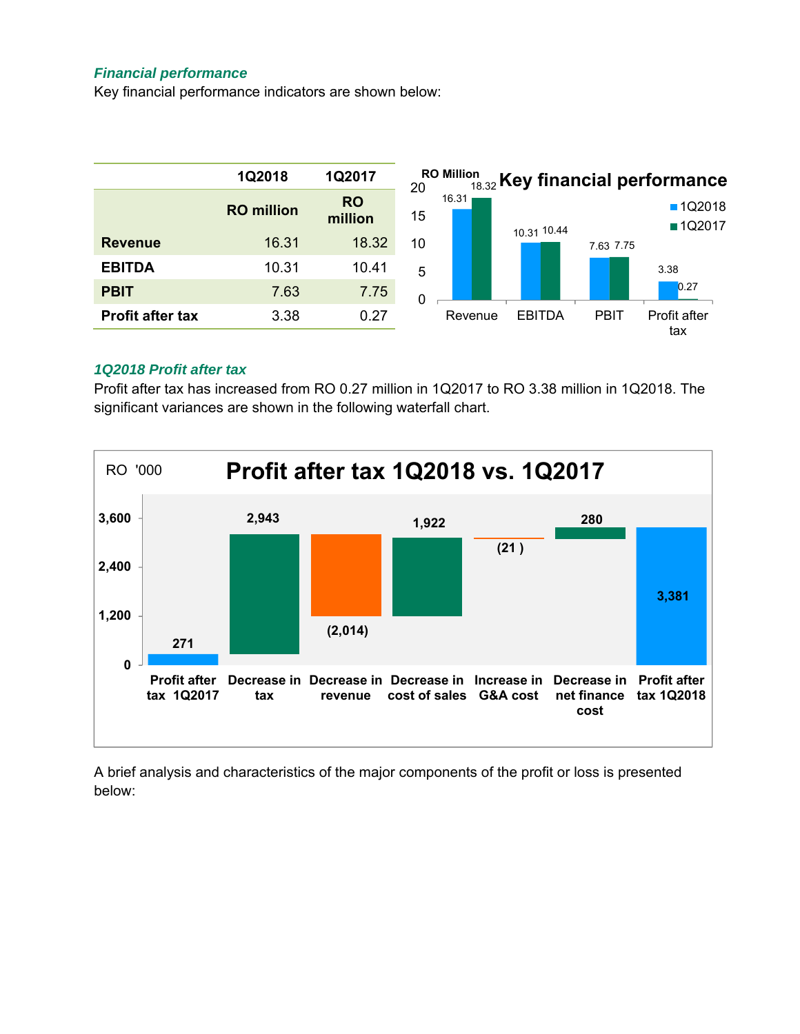*Financial performance*

Key financial performance indicators are shown below:

| | 1Q2018 | 1Q2017 |
|---|---|---|
| | RO million | RO million |
| **Revenue** | 16.31 | 18.32 |
| **EBITDA** | 10.31 | 10.41 |
| **PBIT** | 7.63 | 7.75 |
| **Profit after tax** | 3.38 | 0.27 |

**Key financial performance**

RO Million

| | 1Q2018 | 1Q2017 |
|---|---|---|
| Revenue | 16.31 | 18.32 |
| EBITDA | 10.31 | 10.44 |
| PBIT | 7.63 | 7.75 |
| Profit after tax | 3.38 | 0.27 |

*1Q2018 Profit after tax*

Profit after tax has increased from RO 0.27 million in 1Q2017 to RO 3.38 million in 1Q2018. The significant variances are shown in the following waterfall chart.

**Profit after tax 1Q2018 vs. 1Q2017**

RO '000

| Item | RO '000 |
|---|---|
| Profit after tax 1Q2017 | 271 |
| Decrease in tax | 2,943 |
| Decrease in revenue | (2,014) |
| Decrease in cost of sales | 1,922 |
| Increase in G&A cost | (21 ) |
| Decrease in net finance cost | 280 |
| Profit after tax 1Q2018 | 3,381 |

A brief analysis and characteristics of the major components of the profit or loss is presented below: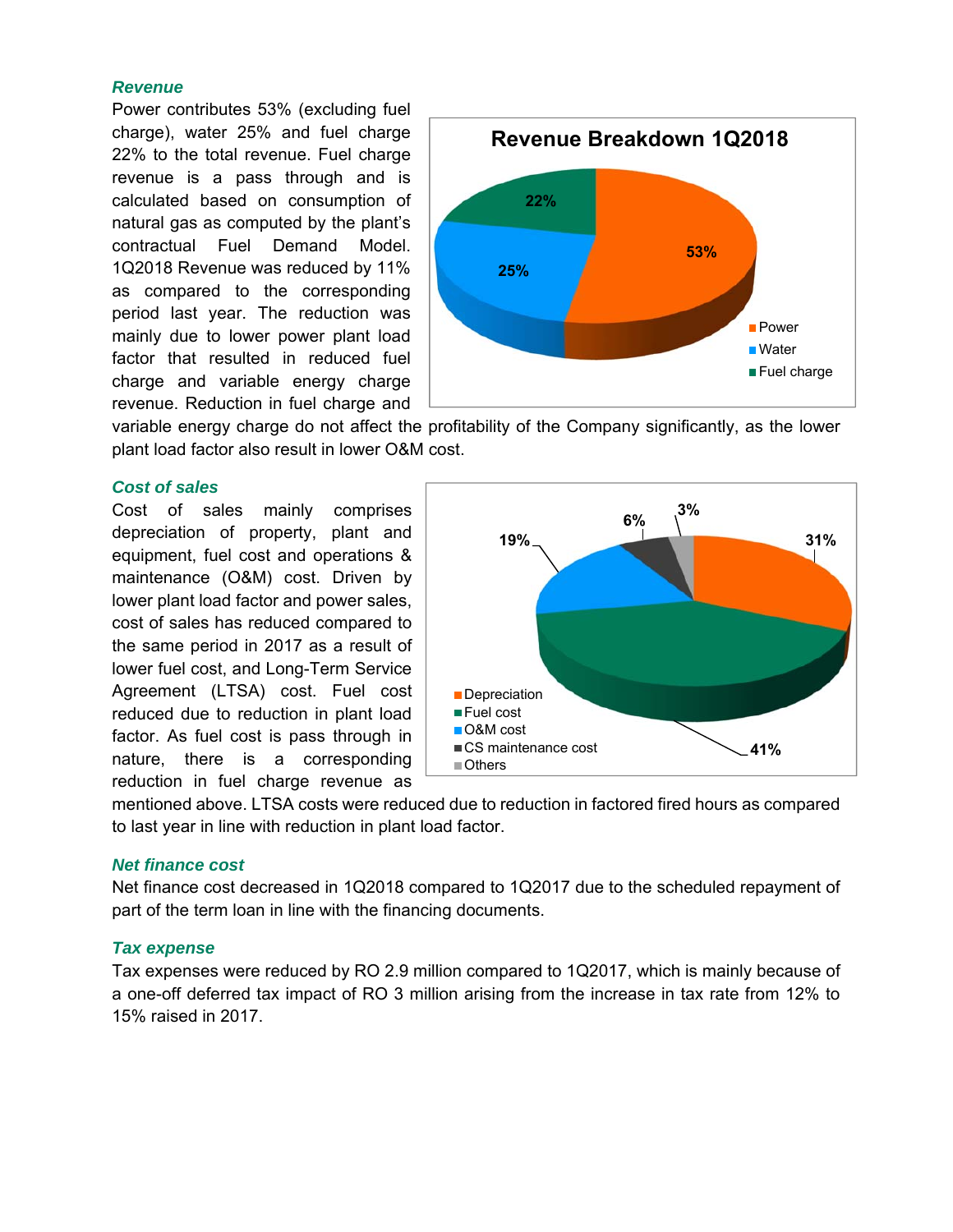### *Revenue*

Power contributes 53% (excluding fuel charge), water 25% and fuel charge 22% to the total revenue. Fuel charge revenue is a pass through and is calculated based on consumption of natural gas as computed by the plant's contractual Fuel Demand Model. 1Q2018 Revenue was reduced by 11% as compared to the corresponding period last year. The reduction was mainly due to lower power plant load factor that resulted in reduced fuel charge and variable energy charge revenue. Reduction in fuel charge and variable energy charge do not affect the profitability of the Company significantly, as the lower plant load factor also result in lower O&M cost.

**Revenue Breakdown 1Q2018**

| Component | Share |
|---|---|
| Power | 53% |
| Water | 25% |
| Fuel charge | 22% |

### *Cost of sales*

Cost of sales mainly comprises depreciation of property, plant and equipment, fuel cost and operations & maintenance (O&M) cost. Driven by lower plant load factor and power sales, cost of sales has reduced compared to the same period in 2017 as a result of lower fuel cost, and Long-Term Service Agreement (LTSA) cost. Fuel cost reduced due to reduction in plant load factor. As fuel cost is pass through in nature, there is a corresponding reduction in fuel charge revenue as mentioned above. LTSA costs were reduced due to reduction in factored fired hours as compared to last year in line with reduction in plant load factor.

| Component | Share |
|---|---|
| Depreciation | 31% |
| Fuel cost | 41% |
| O&M cost | 19% |
| CS maintenance cost | 6% |
| Others | 3% |

### *Net finance cost*

Net finance cost decreased in 1Q2018 compared to 1Q2017 due to the scheduled repayment of part of the term loan in line with the financing documents.

### *Tax expense*

Tax expenses were reduced by RO 2.9 million compared to 1Q2017, which is mainly because of a one-off deferred tax impact of RO 3 million arising from the increase in tax rate from 12% to 15% raised in 2017.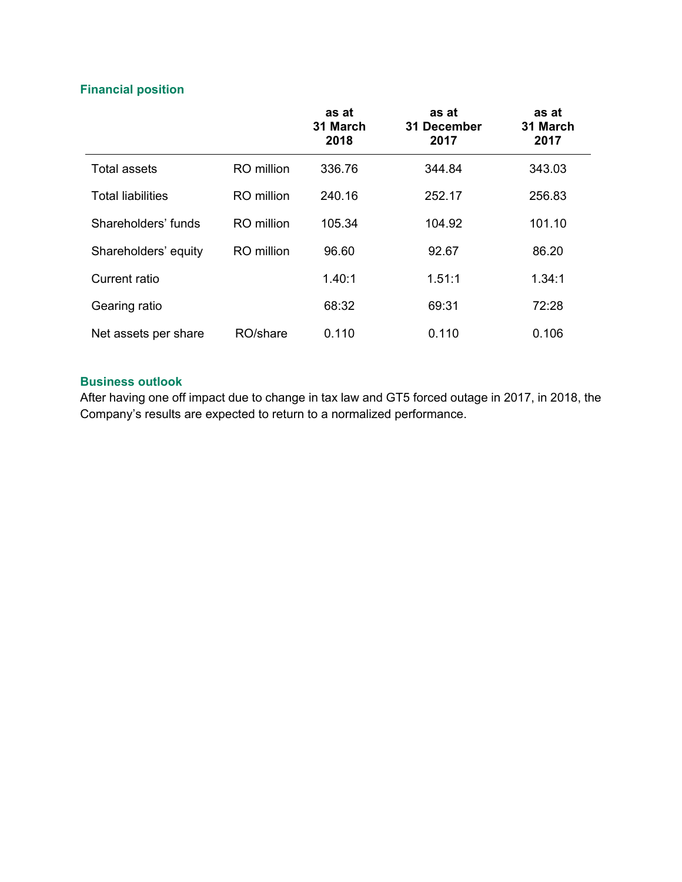## Financial position

| | | as at 31 March 2018 | as at 31 December 2017 | as at 31 March 2017 |
|---|---|---|---|---|
| Total assets | RO million | 336.76 | 344.84 | 343.03 |
| Total liabilities | RO million | 240.16 | 252.17 | 256.83 |
| Shareholders' funds | RO million | 105.34 | 104.92 | 101.10 |
| Shareholders' equity | RO million | 96.60 | 92.67 | 86.20 |
| Current ratio | | 1.40:1 | 1.51:1 | 1.34:1 |
| Gearing ratio | | 68:32 | 69:31 | 72:28 |
| Net assets per share | RO/share | 0.110 | 0.110 | 0.106 |

## Business outlook

After having one off impact due to change in tax law and GT5 forced outage in 2017, in 2018, the Company's results are expected to return to a normalized performance.